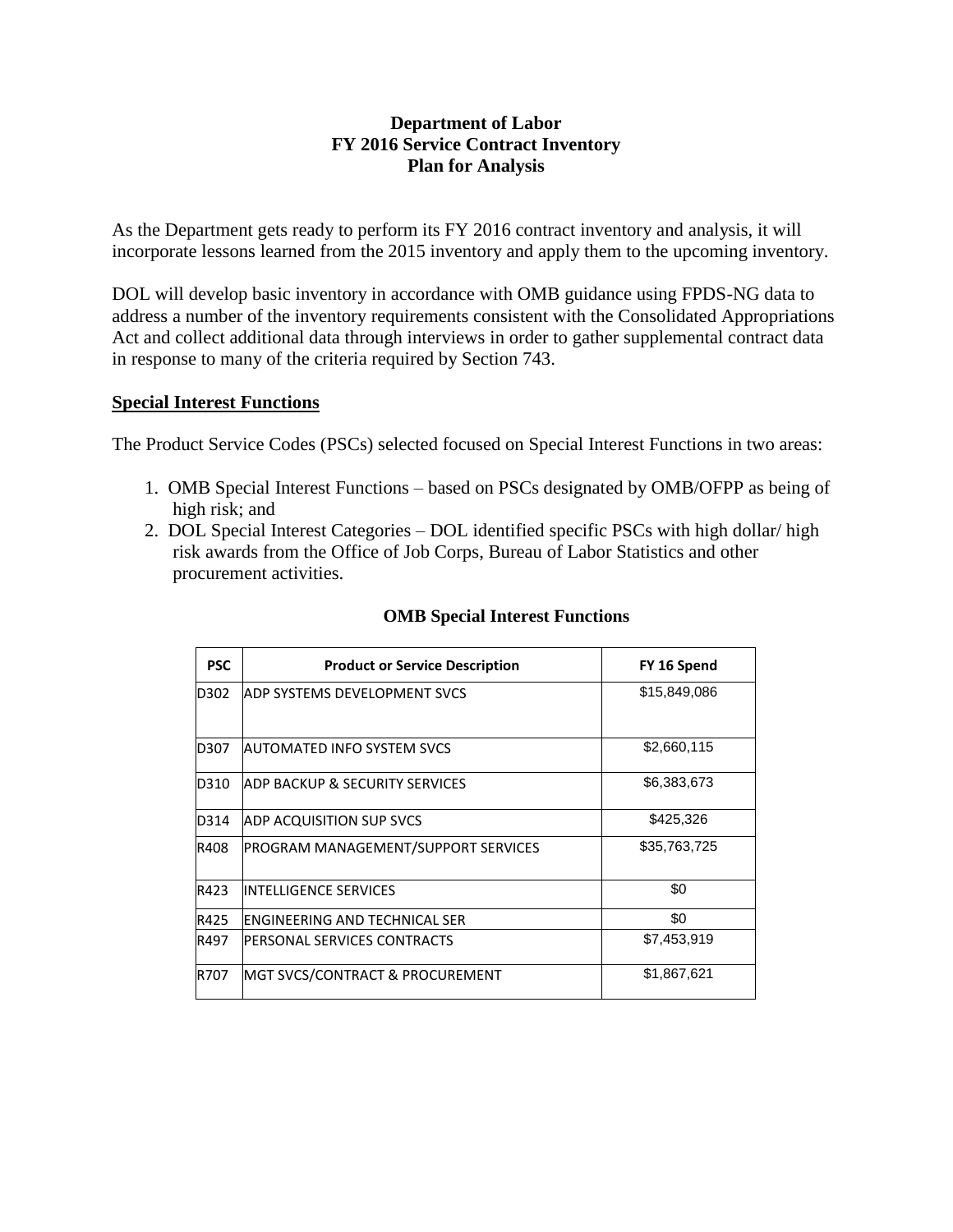# Department of Labor
## FY 2016 Service Contract Inventory
## Plan for Analysis

As the Department gets ready to perform its FY 2016 contract inventory and analysis, it will incorporate lessons learned from the 2015 inventory and apply them to the upcoming inventory.

DOL will develop basic inventory in accordance with OMB guidance using FPDS-NG data to address a number of the inventory requirements consistent with the Consolidated Appropriations Act and collect additional data through interviews in order to gather supplemental contract data in response to many of the criteria required by Section 743.

## Special Interest Functions

The Product Service Codes (PSCs) selected focused on Special Interest Functions in two areas:

1. OMB Special Interest Functions – based on PSCs designated by OMB/OFPP as being of high risk; and
2. DOL Special Interest Categories – DOL identified specific PSCs with high dollar/ high risk awards from the Office of Job Corps, Bureau of Labor Statistics and other procurement activities.

### OMB Special Interest Functions

| PSC | Product or Service Description | FY 16 Spend |
|---|---|---|
| D302 | ADP SYSTEMS DEVELOPMENT SVCS | $15,849,086 |
| D307 | AUTOMATED INFO SYSTEM SVCS | $2,660,115 |
| D310 | ADP BACKUP & SECURITY SERVICES | $6,383,673 |
| D314 | ADP ACQUISITION SUP SVCS | $425,326 |
| R408 | PROGRAM MANAGEMENT/SUPPORT SERVICES | $35,763,725 |
| R423 | INTELLIGENCE SERVICES | $0 |
| R425 | ENGINEERING AND TECHNICAL SER | $0 |
| R497 | PERSONAL SERVICES CONTRACTS | $7,453,919 |
| R707 | MGT SVCS/CONTRACT & PROCUREMENT | $1,867,621 |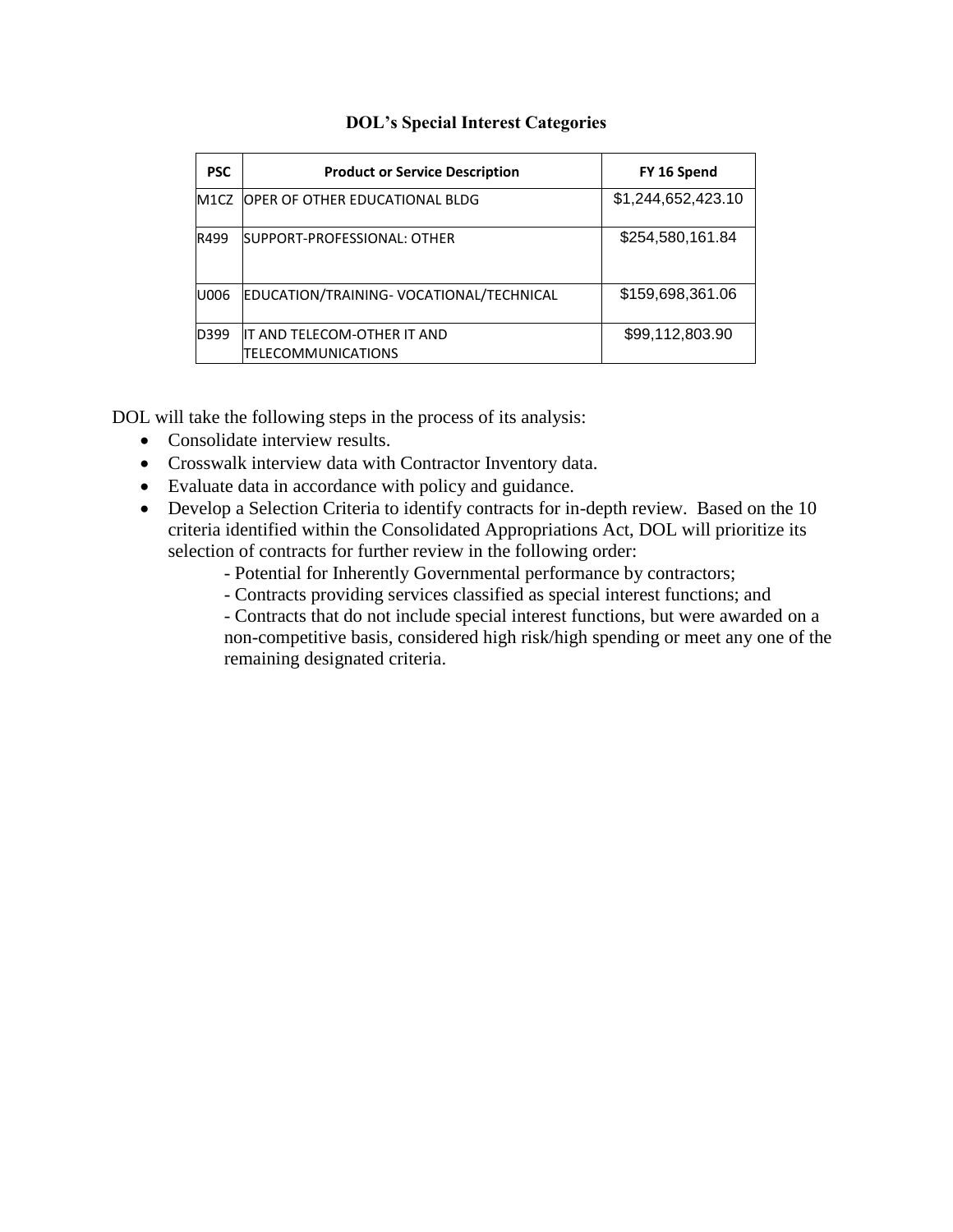## DOL's Special Interest Categories

| PSC | Product or Service Description | FY 16 Spend |
| --- | --- | --- |
| M1CZ | OPER OF OTHER EDUCATIONAL BLDG | $1,244,652,423.10 |
| R499 | SUPPORT-PROFESSIONAL: OTHER | $254,580,161.84 |
| U006 | EDUCATION/TRAINING- VOCATIONAL/TECHNICAL | $159,698,361.06 |
| D399 | IT AND TELECOM-OTHER IT AND TELECOMMUNICATIONS | $99,112,803.90 |

DOL will take the following steps in the process of its analysis:

- Consolidate interview results.
- Crosswalk interview data with Contractor Inventory data.
- Evaluate data in accordance with policy and guidance.
- Develop a Selection Criteria to identify contracts for in-depth review. Based on the 10 criteria identified within the Consolidated Appropriations Act, DOL will prioritize its selection of contracts for further review in the following order:
  - Potential for Inherently Governmental performance by contractors;
  - Contracts providing services classified as special interest functions; and
  - Contracts that do not include special interest functions, but were awarded on a non-competitive basis, considered high risk/high spending or meet any one of the remaining designated criteria.